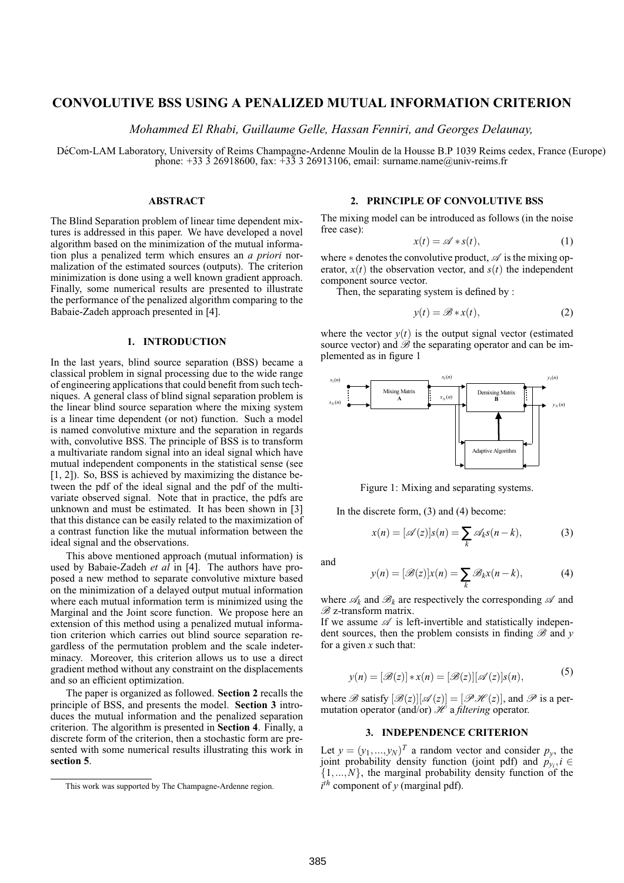# CONVOLUTIVE BSS USING A PENALIZED MUTUAL INFORMATION CRITERION

*Mohammed El Rhabi, Guillaume Gelle, Hassan Fenniri, and Georges Delaunay,*

DéCom-LAM Laboratory, University of Reims Champagne-Ardenne Moulin de la Housse B.P 1039 Reims cedex, France (Europe)
phone: +33 3 26918600, fax: +33 3 26913106, email: surname.name@univ-reims.fr

## ABSTRACT

The Blind Separation problem of linear time dependent mixtures is addressed in this paper. We have developed a novel algorithm based on the minimization of the mutual information plus a penalized term which ensures an *a priori* normalization of the estimated sources (outputs). The criterion minimization is done using a well known gradient approach. Finally, some numerical results are presented to illustrate the performance of the penalized algorithm comparing to the Babaie-Zadeh approach presented in [4].

## 1. INTRODUCTION

In the last years, blind source separation (BSS) became a classical problem in signal processing due to the wide range of engineering applications that could benefit from such techniques. A general class of blind signal separation problem is the linear blind source separation where the mixing system is a linear time dependent (or not) function. Such a model is named convolutive mixture and the separation in regards with, convolutive BSS. The principle of BSS is to transform a multivariate random signal into an ideal signal which have mutual independent components in the statistical sense (see [1, 2]). So, BSS is achieved by maximizing the distance between the pdf of the ideal signal and the pdf of the multivariate observed signal. Note that in practice, the pdfs are unknown and must be estimated. It has been shown in [3] that this distance can be easily related to the maximization of a contrast function like the mutual information between the ideal signal and the observations.

This above mentioned approach (mutual information) is used by Babaie-Zadeh *et al* in [4]. The authors have proposed a new method to separate convolutive mixture based on the minimization of a delayed output mutual information where each mutual information term is minimized using the Marginal and the Joint score function. We propose here an extension of this method using a penalized mutual information criterion which carries out blind source separation regardless of the permutation problem and the scale indeterminacy. Moreover, this criterion allows us to use a direct gradient method without any constraint on the displacements and so an efficient optimization.

The paper is organized as followed. **Section 2** recalls the principle of BSS, and presents the model. **Section 3** introduces the mutual information and the penalized separation criterion. The algorithm is presented in **Section 4**. Finally, a discrete form of the criterion, then a stochastic form are presented with some numerical results illustrating this work in **section 5**.

This work was supported by The Champagne-Ardenne region.

## 2. PRINCIPLE OF CONVOLUTIVE BSS

The mixing model can be introduced as follows (in the noise free case):

$$x(t) = \mathscr{A} * s(t), \tag{1}$$

where $*$ denotes the convolutive product, $\mathscr{A}$ is the mixing operator, $x(t)$ the observation vector, and $s(t)$ the independent component source vector.

Then, the separating system is defined by :

$$y(t) = \mathscr{B} * x(t), \tag{2}$$

where the vector $y(t)$ is the output signal vector (estimated source vector) and $\mathscr{B}$ the separating operator and can be implemented as in figure 1

Figure 1: Mixing and separating systems.

In the discrete form, (3) and (4) become:

$$x(n) = [\mathscr{A}(z)]s(n) = \sum_k \mathscr{A}_k s(n-k), \tag{3}$$

and

$$y(n) = [\mathscr{B}(z)]x(n) = \sum_k \mathscr{B}_k x(n-k), \tag{4}$$

where $\mathscr{A}_k$ and $\mathscr{B}_k$ are respectively the corresponding $\mathscr{A}$ and $\mathscr{B}$ z-transform matrix.
If we assume $\mathscr{A}$ is left-invertible and statistically independent sources, then the problem consists in finding $\mathscr{B}$ and $y$ for a given $x$ such that:

$$y(n) = [\mathscr{B}(z)] * x(n) = [\mathscr{B}(z)][\mathscr{A}(z)]s(n), \tag{5}$$

where $\mathscr{B}$ satisfy $[\mathscr{B}(z)][\mathscr{A}(z)] = [\mathscr{P}\mathscr{H}(z)]$, and $\mathscr{P}$ is a permutation operator (and/or) $\mathscr{H}$ a *filtering* operator.

## 3. INDEPENDENCE CRITERION

Let $y = (y_1, ..., y_N)^T$ a random vector and consider $p_y$, the joint probability density function (joint pdf) and $p_{y_i}, i \in \{1, ..., N\}$, the marginal probability density function of the $i^{th}$ component of $y$ (marginal pdf).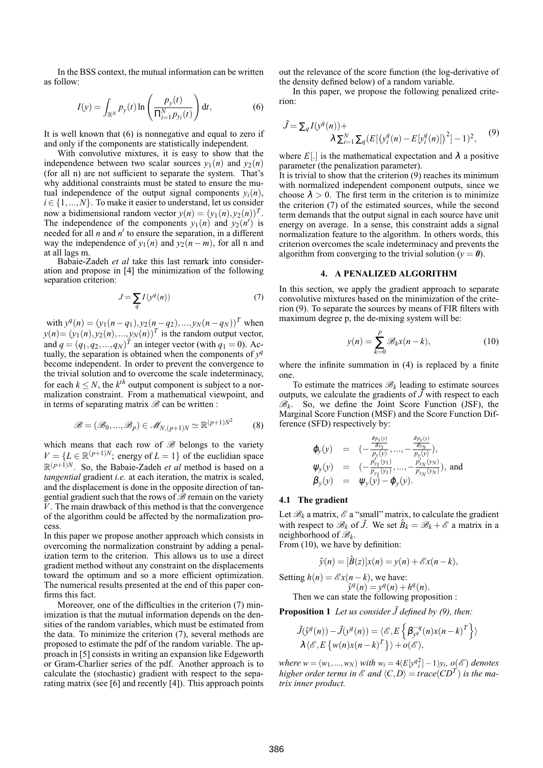In the BSS context, the mutual information can be written as follow:

$$I(y) = \int_{\mathbb{R}^N} p_y(t) \ln \left( \frac{p_y(t)}{\prod_{i=1}^N p_{y_i}(t)} \right) \mathrm{d}t, \tag{6}$$

It is well known that (6) is nonnegative and equal to zero if and only if the components are statistically independent.

With convolutive mixtures, it is easy to show that the independence between two scalar sources $y_1(n)$ and $y_2(n)$ (for all n) are not sufficient to separate the system. That's why additional constraints must be stated to ensure the mutual independence of the output signal components $y_i(n)$, $i \in \{1, ..., N\}$. To make it easier to understand, let us consider now a bidimensional random vector $y(n) = (y_1(n), y_2(n))^T$. The independence of the components $y_1(n)$ and $y_2(n')$ is needed for all $n$ and $n'$ to ensure the separation, in a different way the independence of $y_1(n)$ and $y_2(n-m)$, for all n and at all lags m.

Babaie-Zadeh *et al* take this last remark into consideration and propose in [4] the minimization of the following separation criterion:

$$J = \sum_q I(y^q(n)) \tag{7}$$

with $y^q(n) = (y_1(n-q_1), y_2(n-q_2), ..., y_N(n-q_N))^T$ when $y(n) = (y_1(n), y_2(n), ..., y_N(n))^T$ is the random output vector, and $q = (q_1, q_2, ..., q_N)^T$ an integer vector (with $q_1 = 0$). Actually, the separation is obtained when the components of $y^q$ become independent. In order to prevent the convergence to the trivial solution and to overcome the scale indeterminacy, for each $k \leq N$, the $k^{th}$ output component is subject to a normalization constraint. From a mathematical viewpoint, and in terms of separating matrix $\mathscr{B}$ can be written :

$$\mathscr{B} = (\mathscr{B}_0, ..., \mathscr{B}_p) \in \mathscr{M}_{N,(p+1)N} \simeq \mathbb{R}^{(p+1)N^2} \tag{8}$$

which means that each row of $\mathscr{B}$ belongs to the variety $V = \{L \in \mathbb{R}^{(p+1)N}; \text{ energy of } L = 1\}$ of the euclidian space $\mathbb{R}^{(p+1)N}$. So, the Babaie-Zadeh *et al* method is based on a *tangential* gradient *i.e.* at each iteration, the matrix is scaled, and the displacement is done in the opposite direction of tangential gradient such that the rows of $\mathscr{B}$ remain on the variety $V$. The main drawback of this method is that the convergence of the algorithm could be affected by the normalization process.

In this paper we propose another approach which consists in overcoming the normalization constraint by adding a penalization term to the criterion. This allows us to use a direct gradient method without any constraint on the displacements toward the optimum and so a more efficient optimization. The numerical results presented at the end of this paper confirms this fact.

Moreover, one of the difficulties in the criterion (7) minimization is that the mutual information depends on the densities of the random variables, which must be estimated from the data. To minimize the criterion (7), several methods are proposed to estimate the pdf of the random variable. The approach in [5] consists in writing an expansion like Edgeworth or Gram-Charlier series of the pdf. Another approach is to calculate the (stochastic) gradient with respect to the separating matrix (see [6] and recently [4]). This approach points out the relevance of the score function (the log-derivative of the density defined below) of a random variable.

In this paper, we propose the following penalized criterion:

$$\tilde{J} = \sum_q I(y^q(n)) + \lambda \sum_{i=1}^N \sum_q (E[(y_i^q(n) - E[y_i^q(n)])^2] - 1)^2, \tag{9}$$

where $E[.]$ is the mathematical expectation and $\lambda$ a positive parameter (the penalization parameter).

It is trivial to show that the criterion (9) reaches its minimum with normalized independent component outputs, since we choose $\lambda > 0$. The first term in the criterion is to minimize the criterion (7) of the estimated sources, while the second term demands that the output signal in each source have unit energy on average. In a sense, this constraint adds a signal normalization feature to the algorithm. In others words, this criterion overcomes the scale indeterminacy and prevents the algorithm from converging to the trivial solution ($y = \boldsymbol{0}$).

## 4. A PENALIZED ALGORITHM

In this section, we apply the gradient approach to separate convolutive mixtures based on the minimization of the criterion (9). To separate the sources by means of FIR filters with maximum degree p, the de-mixing system will be:

$$y(n) = \sum_{k=0}^{p} \mathscr{B}_k x(n-k), \tag{10}$$

where the infinite summation in (4) is replaced by a finite one.

To estimate the matrices $\mathscr{B}_k$ leading to estimate sources outputs, we calculate the gradients of $\tilde{J}$ with respect to each $\mathscr{B}_k$. So, we define the Joint Score Function (JSF), the Marginal Score Function (MSF) and the Score Function Difference (SFD) respectively by:

$$\begin{array}{rcl} \varphi_y(y) & = & \left(-\frac{\frac{\partial p_y(y)}{\partial y_1}}{p_y(y)}, ..., -\frac{\frac{\partial p_y(y)}{\partial y_N}}{p_y(y)}\right), \\ \psi_y(y) & = & \left(-\frac{p'_{y_1}(y_1)}{p_{y_1}(y_1)}, ..., -\frac{p'_{y_N}(y_N)}{p_{y_N}(y_N)}\right), \text{ and} \\ \beta_y(y) & = & \psi_y(y) - \varphi_y(y). \end{array}$$

### 4.1 The gradient

Let $\mathscr{B}_k$ a matrix, $\mathscr{E}$ a "small" matrix, to calculate the gradient with respect to $\mathscr{B}_k$ of $\tilde{J}$. We set $\hat{B}_k = \mathscr{B}_k + \mathscr{E}$ a matrix in a neighborhood of $\mathscr{B}_k$.

From (10), we have by definition:

$$\hat{y}(n) = [\hat{B}(z)]x(n) = y(n) + \mathscr{E}x(n-k),$$

Setting $h(n) = \mathscr{E}x(n-k)$, we have:

$$\hat{y}^q(n) = y^q(n) + h^q(n).$$

Then we can state the following proposition :

**Proposition 1** *Let us consider $\tilde{J}$ defined by (9), then:*

$$\tilde{J}(\hat{y}^q(n)) - \tilde{J}(y^q(n)) = \langle \mathscr{E}, E\left\{\beta_{y^q}^{-q}(n)x(n-k)^T\right\}\rangle$$
$$\lambda\langle \mathscr{E}, E\left\{w(n)x(n-k)^T\right\}\rangle + o(\mathscr{E}),$$

*where $w = (w_1, ..., w_N)$ with $w_i = 4(E[y_i^{q2}] - 1)y_i$, $o(\mathscr{E})$ denotes higher order terms in $\mathscr{E}$ and $\langle C, D\rangle = trace(CD^T)$ is the matrix inner product.*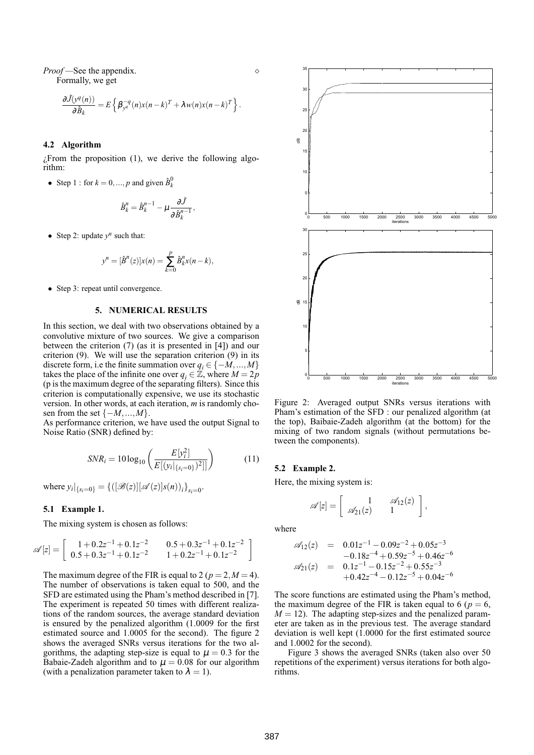*Proof* —See the appendix. ◇

Formally, we get

$$\frac{\partial \tilde{J}(y^q(n))}{\partial \hat{B}_k} = E\left\{ \beta_{y^q}^{-q}(n)x(n-k)^T + \lambda w(n)x(n-k)^T \right\}.$$

### 4.2 Algorithm

¿From the proposition (1), we derive the following algorithm:

- Step 1 : for $k = 0, ..., p$ and given $\hat{B}_k^0$

$$\hat{B}_k^n = \hat{B}_k^{n-1} - \mu \frac{\partial \tilde{J}}{\partial \hat{B}_k^{n-1}},$$

- Step 2: update $y^n$ such that:

$$y^n = [\hat{B}^n(z)]x(n) = \sum_{k=0}^{p} \hat{B}_k^n x(n-k),$$

- Step 3: repeat until convergence.

## 5. NUMERICAL RESULTS

In this section, we deal with two observations obtained by a convolutive mixture of two sources. We give a comparison between the criterion (7) (as it is presented in [4]) and our criterion (9). We will use the separation criterion (9) in its discrete form, i.e the finite summation over $q_i \in \{-M, ..., M\}$ takes the place of the infinite one over $q_i \in \mathbb{Z}$, where $M = 2p$ (p is the maximum degree of the separating filters). Since this criterion is computationally expensive, we use its stochastic version. In other words, at each iteration, $m$ is randomly chosen from the set $\{-M, ..., M\}$.

As performance criterion, we have used the output Signal to Noise Ratio (SNR) defined by:

$$SNR_i = 10\log_{10}\left(\frac{E[y_i^2]}{E[(y_i|_{\{s_i=0\}})^2]]}\right) \tag{11}$$

where $y_i|_{\{s_i=0\}} = \{([\mathscr{B}(z)][\mathscr{A}(z)]s(n))_i\}_{s_i=0}$.

### 5.1 Example 1.

The mixing system is chosen as follows:

$$\mathscr{A}[z] = \left[\begin{array}{cc} 1+0.2z^{-1}+0.1z^{-2} & 0.5+0.3z^{-1}+0.1z^{-2} \\ 0.5+0.3z^{-1}+0.1z^{-2} & 1+0.2z^{-1}+0.1z^{-2} \end{array}\right]$$

The maximum degree of the FIR is equal to 2 ($p = 2, M = 4$). The number of observations is taken equal to 500, and the SFD are estimated using the Pham's method described in [7]. The experiment is repeated 50 times with different realizations of the random sources, the average standard deviation is ensured by the penalized algorithm (1.0009 for the first estimated source and 1.0005 for the second). The figure 2 shows the averaged SNRs versus iterations for the two algorithms, the adapting step-size is equal to $\mu = 0.3$ for the Babaie-Zadeh algorithm and to $\mu = 0.08$ for our algorithm (with a penalization parameter taken to $\lambda = 1$).

Figure 2: Averaged output SNRs versus iterations with Pham's estimation of the SFD : our penalized algorithm (at the top), Baibaie-Zadeh algorithm (at the bottom) for the mixing of two random signals (without permutations between the components).

### 5.2 Example 2.

Here, the mixing system is:

$$\mathscr{A}[z] = \left[\begin{array}{cc} 1 & \mathscr{A}_{12}(z) \\ \mathscr{A}_{21}(z) & 1 \end{array}\right],$$

where

$$\begin{array}{rcl} \mathscr{A}_{12}(z) & = & 0.01z^{-1} - 0.09z^{-2} + 0.05z^{-3} \\ & & -0.18z^{-4} + 0.59z^{-5} + 0.46z^{-6} \\ \mathscr{A}_{21}(z) & = & 0.1z^{-1} - 0.15z^{-2} + 0.55z^{-3} \\ & & +0.42z^{-4} - 0.12z^{-5} + 0.04z^{-6} \end{array}$$

The score functions are estimated using the Pham's method, the maximum degree of the FIR is taken equal to 6 ($p = 6$, $M = 12$). The adapting step-sizes and the penalized parameter are taken as in the previous test. The average standard deviation is well kept (1.0000 for the first estimated source and 1.0002 for the second).

Figure 3 shows the averaged SNRs (taken also over 50 repetitions of the experiment) versus iterations for both algorithms.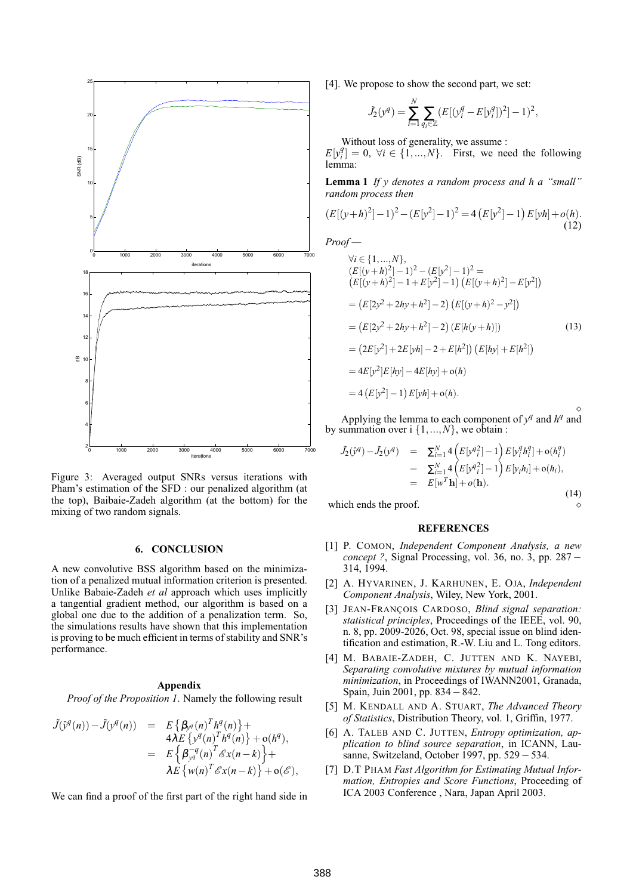25
20
15
SNR (dB)
10
5
0
0 1000 2000 3000 4000 5000 6000 7000
iterations

18
16
14
12
dB 10
8
6
4
2
0 1000 2000 3000 4000 5000 6000 7000
iterations

Figure 3: Averaged output SNRs versus iterations with Pham's estimation of the SFD : our penalized algorithm (at the top), Baibaie-Zadeh algorithm (at the bottom) for the mixing of two random signals.

## 6. CONCLUSION

A new convolutive BSS algorithm based on the minimization of a penalized mutual information criterion is presented. Unlike Babaie-Zadeh *et al* approach which uses implicitly a tangential gradient method, our algorithm is based on a global one due to the addition of a penalization term. So, the simulations results have shown that this implementation is proving to be much efficient in terms of stability and SNR's performance.

### Appendix

*Proof of the Proposition 1*. Namely the following result

$$\begin{aligned}\tilde{J}(\hat{y}^q(n)) - \tilde{J}(y^q(n)) &= E\left\{\beta_{y^q}(n)^T h^q(n)\right\} + \\ &\quad 4\lambda E\left\{y^q(n)^T h^q(n)\right\} + \mathrm{o}(h^q), \\ &= E\left\{\beta_{y^q}^{-q}(n)^T \mathscr{E} x(n-k)\right\} + \\ &\quad \lambda E\left\{w(n)^T \mathscr{E} x(n-k)\right\} + \mathrm{o}(\mathscr{E}),\end{aligned}$$

We can find a proof of the first part of the right hand side in [4]. We propose to show the second part, we set:

$$\tilde{J}_2(y^q) = \sum_{i=1}^{N} \sum_{q_i \in \mathbb{Z}} (E[(y_i^q - E[y_i^q])^2] - 1)^2,$$

Without loss of generality, we assume : $E[y_i^q] = 0$, $\forall i \in \{1, ..., N\}$. First, we need the following lemma:

**Lemma 1** *If $y$ denotes a random process and $h$ a "small" random process then*

$$(E[(y+h)^2] - 1)^2 - (E[y^2] - 1)^2 = 4\left(E[y^2] - 1\right) E[yh] + o(h). \tag{12}$$

*Proof* —

$$\begin{aligned}
&\forall i \in \{1, ..., N\}, \\
&(E[(y+h)^2] - 1)^2 - (E[y^2] - 1)^2 = \\
&\left(E[(y+h)^2] - 1 + E[y^2] - 1\right)\left(E[(y+h)^2] - E[y^2]\right) \\
&= \left(E[2y^2 + 2hy + h^2] - 2\right)\left(E[(y+h)^2 - y^2]\right) \\
&= \left(E[2y^2 + 2hy + h^2] - 2\right)\left(E[h(y+h)]\right) \qquad (13) \\
&= \left(2E[y^2] + 2E[yh] - 2 + E[h^2]\right)\left(E[hy] + E[h^2]\right) \\
&= 4E[y^2]E[hy] - 4E[hy] + \mathrm{o}(h) \\
&= 4\left(E[y^2] - 1\right)E[yh] + \mathrm{o}(h).
\end{aligned}$$

◇

Applying the lemma to each component of $y^q$ and $h^q$ and by summation over i $\{1, ..., N\}$, we obtain :

$$\begin{aligned}\tilde{J}_2(\hat{y}^q) - \tilde{J}_2(y^q) &= \textstyle\sum_{i=1}^N 4\left(E[y_i^{q2}] - 1\right) E[y_i^q h_i^q] + \mathrm{o}(h_i^q) \\ &= \textstyle\sum_{i=1}^N 4\left(E[y_i^{q2}] - 1\right) E[y_i h_i] + \mathrm{o}(h_i), \\ &= E[w^T \mathbf{h}] + o(\mathbf{h}).\end{aligned} \tag{14}$$

which ends the proof. ◇

## REFERENCES

[1] P. Comon, *Independent Component Analysis, a new concept ?*, Signal Processing, vol. 36, no. 3, pp. 287 – 314, 1994.

[2] A. Hyvarinen, J. Karhunen, E. Oja, *Independent Component Analysis*, Wiley, New York, 2001.

[3] Jean-François Cardoso, *Blind signal separation: statistical principles*, Proceedings of the IEEE, vol. 90, n. 8, pp. 2009-2026, Oct. 98, special issue on blind identification and estimation, R.-W. Liu and L. Tong editors.

[4] M. Babaie-Zadeh, C. Jutten and K. Nayebi, *Separating convolutive mixtures by mutual information minimization*, in Proceedings of IWANN2001, Granada, Spain, Juin 2001, pp. 834 – 842.

[5] M. Kendall and A. Stuart, *The Advanced Theory of Statistics*, Distribution Theory, vol. 1, Griffin, 1977.

[6] A. Taleb and C. Jutten, *Entropy optimization, application to blind source separation*, in ICANN, Lausanne, Switzeland, October 1997, pp. 529 – 534.

[7] D.T Pham *Fast Algorithm for Estimating Mutual Information, Entropies and Score Functions*, Proceeding of ICA 2003 Conference , Nara, Japan April 2003.